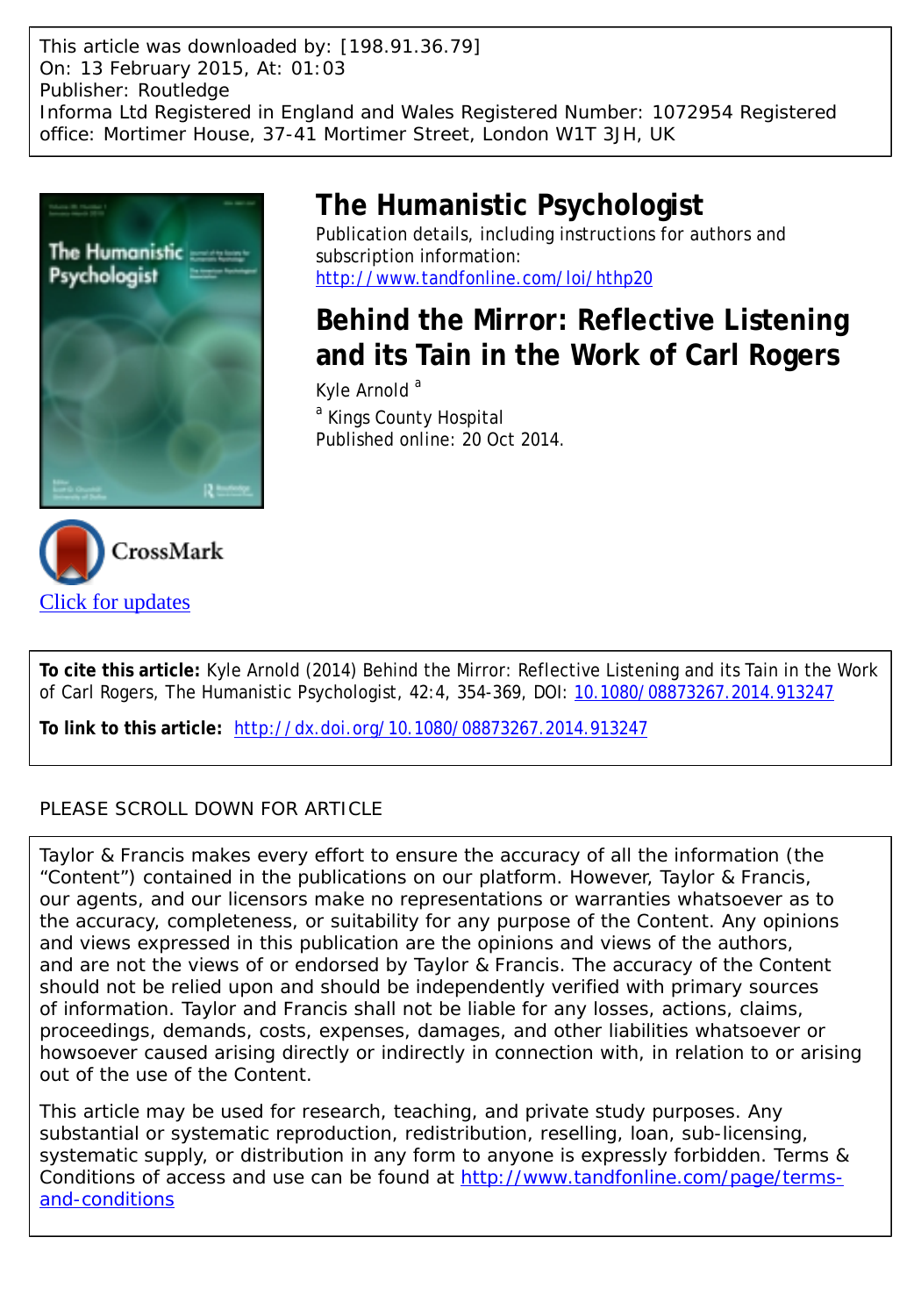This article was downloaded by: [198.91.36.79]
On: 13 February 2015, At: 01:03
Publisher: Routledge
Informa Ltd Registered in England and Wales Registered Number: 1072954 Registered office: Mortimer House, 37-41 Mortimer Street, London W1T 3JH, UK

# The Humanistic Psychologist

Publication details, including instructions for authors and subscription information:
http://www.tandfonline.com/loi/hthp20

# Behind the Mirror: Reflective Listening and its Tain in the Work of Carl Rogers

Kyle Arnold [a]

[a] Kings County Hospital

Published online: 20 Oct 2014.

Click for updates

**To cite this article:** Kyle Arnold (2014) Behind the Mirror: Reflective Listening and its Tain in the Work of Carl Rogers, The Humanistic Psychologist, 42:4, 354-369, DOI: 10.1080/08873267.2014.913247

**To link to this article:** http://dx.doi.org/10.1080/08873267.2014.913247

PLEASE SCROLL DOWN FOR ARTICLE

Taylor & Francis makes every effort to ensure the accuracy of all the information (the "Content") contained in the publications on our platform. However, Taylor & Francis, our agents, and our licensors make no representations or warranties whatsoever as to the accuracy, completeness, or suitability for any purpose of the Content. Any opinions and views expressed in this publication are the opinions and views of the authors, and are not the views of or endorsed by Taylor & Francis. The accuracy of the Content should not be relied upon and should be independently verified with primary sources of information. Taylor and Francis shall not be liable for any losses, actions, claims, proceedings, demands, costs, expenses, damages, and other liabilities whatsoever or howsoever caused arising directly or indirectly in connection with, in relation to or arising out of the use of the Content.

This article may be used for research, teaching, and private study purposes. Any substantial or systematic reproduction, redistribution, reselling, loan, sub-licensing, systematic supply, or distribution in any form to anyone is expressly forbidden. Terms & Conditions of access and use can be found at http://www.tandfonline.com/page/terms-and-conditions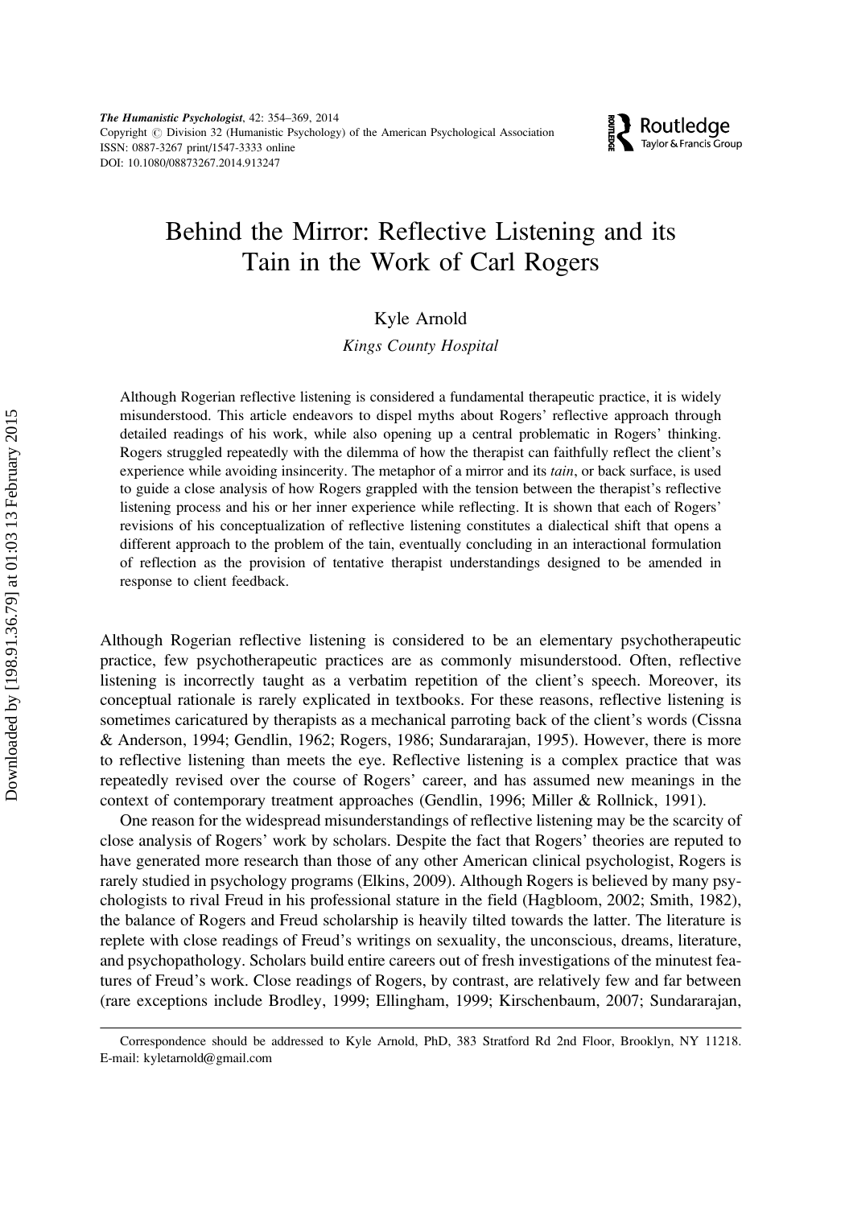# Behind the Mirror: Reflective Listening and its Tain in the Work of Carl Rogers

Kyle Arnold

*Kings County Hospital*

Although Rogerian reflective listening is considered a fundamental therapeutic practice, it is widely misunderstood. This article endeavors to dispel myths about Rogers' reflective approach through detailed readings of his work, while also opening up a central problematic in Rogers' thinking. Rogers struggled repeatedly with the dilemma of how the therapist can faithfully reflect the client's experience while avoiding insincerity. The metaphor of a mirror and its *tain*, or back surface, is used to guide a close analysis of how Rogers grappled with the tension between the therapist's reflective listening process and his or her inner experience while reflecting. It is shown that each of Rogers' revisions of his conceptualization of reflective listening constitutes a dialectical shift that opens a different approach to the problem of the tain, eventually concluding in an interactional formulation of reflection as the provision of tentative therapist understandings designed to be amended in response to client feedback.

Although Rogerian reflective listening is considered to be an elementary psychotherapeutic practice, few psychotherapeutic practices are as commonly misunderstood. Often, reflective listening is incorrectly taught as a verbatim repetition of the client's speech. Moreover, its conceptual rationale is rarely explicated in textbooks. For these reasons, reflective listening is sometimes caricatured by therapists as a mechanical parroting back of the client's words (Cissna & Anderson, 1994; Gendlin, 1962; Rogers, 1986; Sundararajan, 1995). However, there is more to reflective listening than meets the eye. Reflective listening is a complex practice that was repeatedly revised over the course of Rogers' career, and has assumed new meanings in the context of contemporary treatment approaches (Gendlin, 1996; Miller & Rollnick, 1991).

One reason for the widespread misunderstandings of reflective listening may be the scarcity of close analysis of Rogers' work by scholars. Despite the fact that Rogers' theories are reputed to have generated more research than those of any other American clinical psychologist, Rogers is rarely studied in psychology programs (Elkins, 2009). Although Rogers is believed by many psychologists to rival Freud in his professional stature in the field (Hagbloom, 2002; Smith, 1982), the balance of Rogers and Freud scholarship is heavily tilted towards the latter. The literature is replete with close readings of Freud's writings on sexuality, the unconscious, dreams, literature, and psychopathology. Scholars build entire careers out of fresh investigations of the minutest features of Freud's work. Close readings of Rogers, by contrast, are relatively few and far between (rare exceptions include Brodley, 1999; Ellingham, 1999; Kirschenbaum, 2007; Sundararajan,

Correspondence should be addressed to Kyle Arnold, PhD, 383 Stratford Rd 2nd Floor, Brooklyn, NY 11218. E-mail: kyletarnold@gmail.com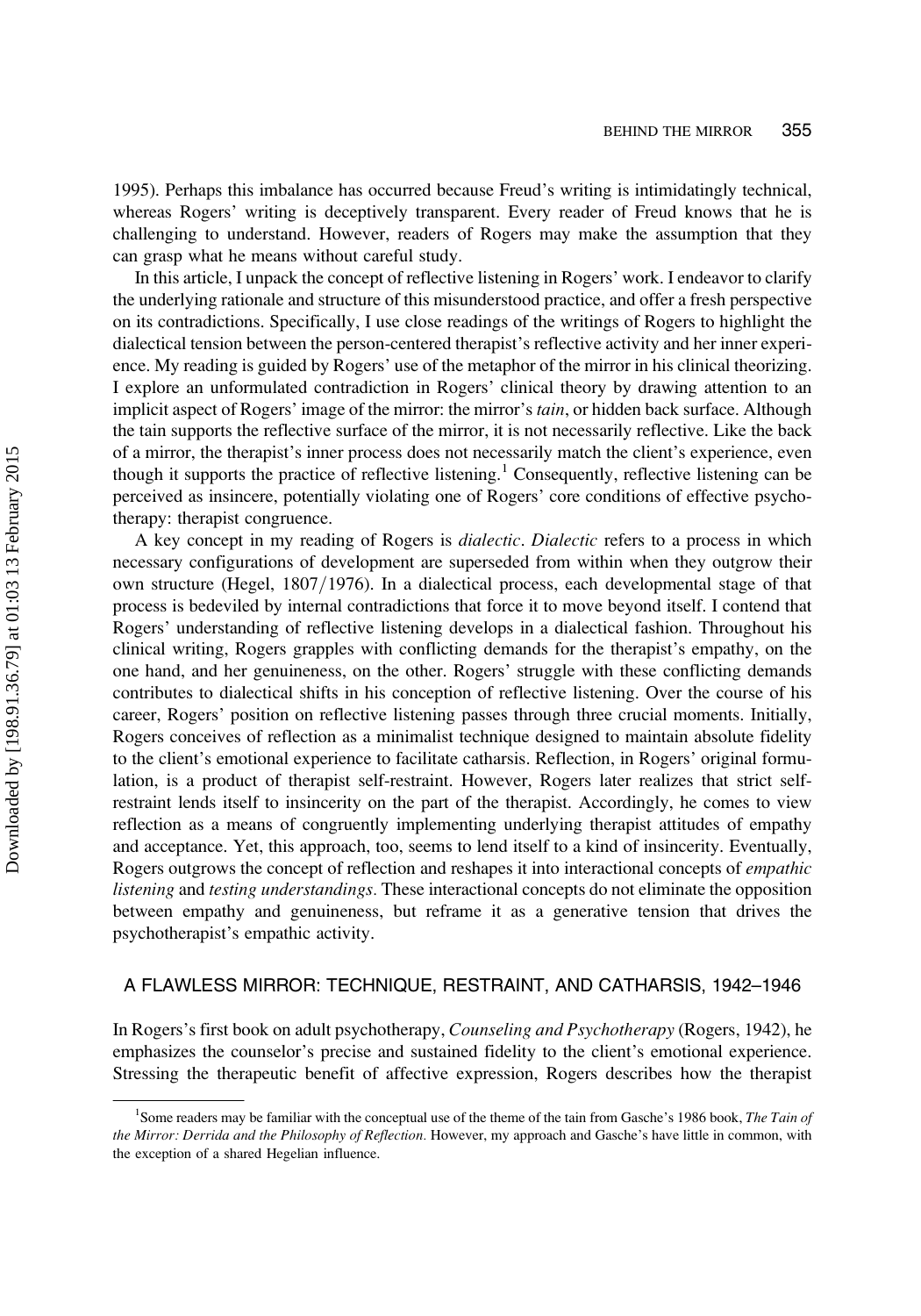1995). Perhaps this imbalance has occurred because Freud's writing is intimidatingly technical, whereas Rogers' writing is deceptively transparent. Every reader of Freud knows that he is challenging to understand. However, readers of Rogers may make the assumption that they can grasp what he means without careful study.

In this article, I unpack the concept of reflective listening in Rogers' work. I endeavor to clarify the underlying rationale and structure of this misunderstood practice, and offer a fresh perspective on its contradictions. Specifically, I use close readings of the writings of Rogers to highlight the dialectical tension between the person-centered therapist's reflective activity and her inner experience. My reading is guided by Rogers' use of the metaphor of the mirror in his clinical theorizing. I explore an unformulated contradiction in Rogers' clinical theory by drawing attention to an implicit aspect of Rogers' image of the mirror: the mirror's *tain*, or hidden back surface. Although the tain supports the reflective surface of the mirror, it is not necessarily reflective. Like the back of a mirror, the therapist's inner process does not necessarily match the client's experience, even though it supports the practice of reflective listening.[1] Consequently, reflective listening can be perceived as insincere, potentially violating one of Rogers' core conditions of effective psychotherapy: therapist congruence.

A key concept in my reading of Rogers is *dialectic*. *Dialectic* refers to a process in which necessary configurations of development are superseded from within when they outgrow their own structure (Hegel, 1807/1976). In a dialectical process, each developmental stage of that process is bedeviled by internal contradictions that force it to move beyond itself. I contend that Rogers' understanding of reflective listening develops in a dialectical fashion. Throughout his clinical writing, Rogers grapples with conflicting demands for the therapist's empathy, on the one hand, and her genuineness, on the other. Rogers' struggle with these conflicting demands contributes to dialectical shifts in his conception of reflective listening. Over the course of his career, Rogers' position on reflective listening passes through three crucial moments. Initially, Rogers conceives of reflection as a minimalist technique designed to maintain absolute fidelity to the client's emotional experience to facilitate catharsis. Reflection, in Rogers' original formulation, is a product of therapist self-restraint. However, Rogers later realizes that strict self-restraint lends itself to insincerity on the part of the therapist. Accordingly, he comes to view reflection as a means of congruently implementing underlying therapist attitudes of empathy and acceptance. Yet, this approach, too, seems to lend itself to a kind of insincerity. Eventually, Rogers outgrows the concept of reflection and reshapes it into interactional concepts of *empathic listening* and *testing understandings*. These interactional concepts do not eliminate the opposition between empathy and genuineness, but reframe it as a generative tension that drives the psychotherapist's empathic activity.

## A FLAWLESS MIRROR: TECHNIQUE, RESTRAINT, AND CATHARSIS, 1942–1946

In Rogers's first book on adult psychotherapy, *Counseling and Psychotherapy* (Rogers, 1942), he emphasizes the counselor's precise and sustained fidelity to the client's emotional experience. Stressing the therapeutic benefit of affective expression, Rogers describes how the therapist

[1] Some readers may be familiar with the conceptual use of the theme of the tain from Gasche's 1986 book, *The Tain of the Mirror: Derrida and the Philosophy of Reflection*. However, my approach and Gasche's have little in common, with the exception of a shared Hegelian influence.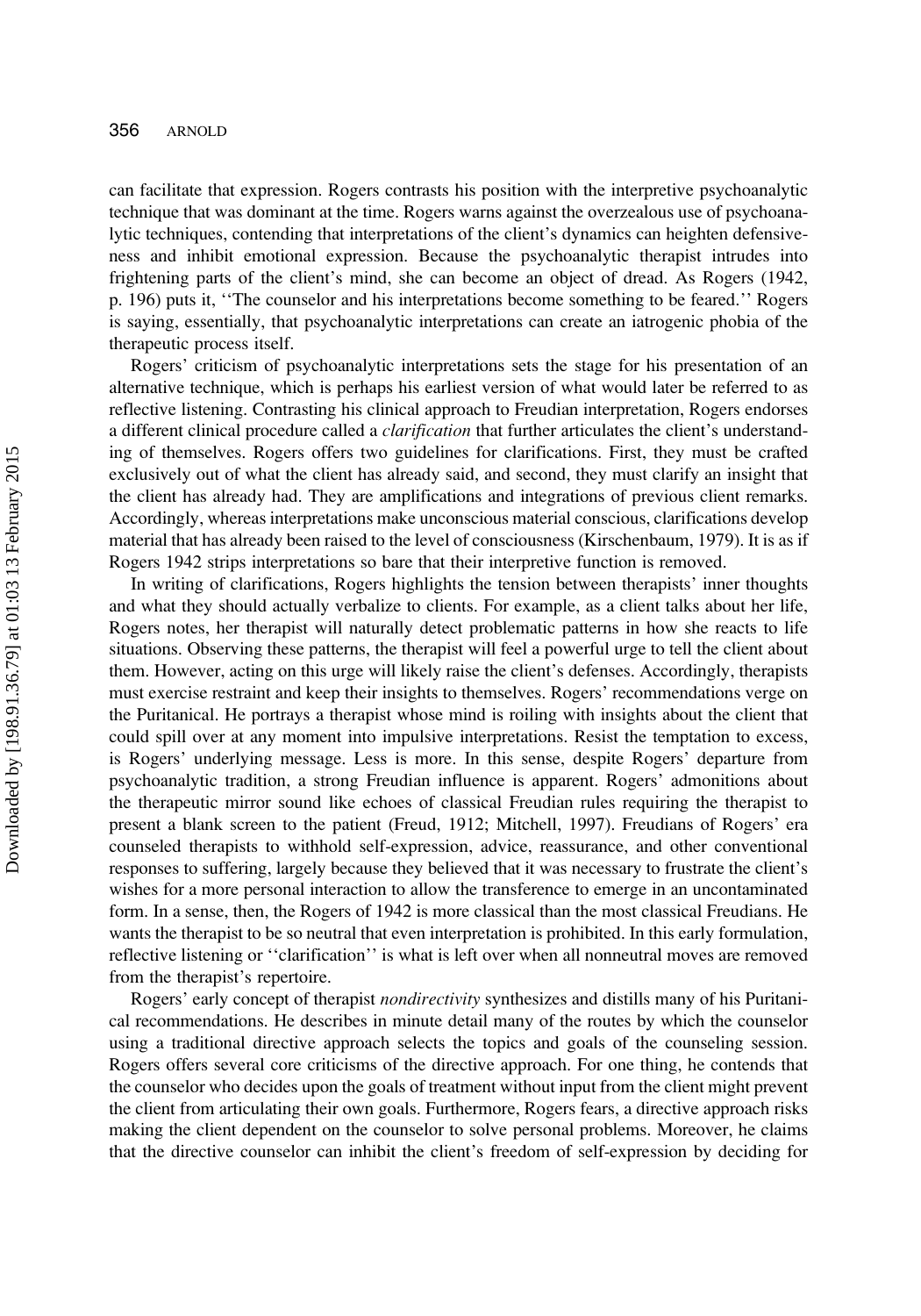can facilitate that expression. Rogers contrasts his position with the interpretive psychoanalytic technique that was dominant at the time. Rogers warns against the overzealous use of psychoanalytic techniques, contending that interpretations of the client's dynamics can heighten defensiveness and inhibit emotional expression. Because the psychoanalytic therapist intrudes into frightening parts of the client's mind, she can become an object of dread. As Rogers (1942, p. 196) puts it, ''The counselor and his interpretations become something to be feared.'' Rogers is saying, essentially, that psychoanalytic interpretations can create an iatrogenic phobia of the therapeutic process itself.

Rogers' criticism of psychoanalytic interpretations sets the stage for his presentation of an alternative technique, which is perhaps his earliest version of what would later be referred to as reflective listening. Contrasting his clinical approach to Freudian interpretation, Rogers endorses a different clinical procedure called a *clarification* that further articulates the client's understanding of themselves. Rogers offers two guidelines for clarifications. First, they must be crafted exclusively out of what the client has already said, and second, they must clarify an insight that the client has already had. They are amplifications and integrations of previous client remarks. Accordingly, whereas interpretations make unconscious material conscious, clarifications develop material that has already been raised to the level of consciousness (Kirschenbaum, 1979). It is as if Rogers 1942 strips interpretations so bare that their interpretive function is removed.

In writing of clarifications, Rogers highlights the tension between therapists' inner thoughts and what they should actually verbalize to clients. For example, as a client talks about her life, Rogers notes, her therapist will naturally detect problematic patterns in how she reacts to life situations. Observing these patterns, the therapist will feel a powerful urge to tell the client about them. However, acting on this urge will likely raise the client's defenses. Accordingly, therapists must exercise restraint and keep their insights to themselves. Rogers' recommendations verge on the Puritanical. He portrays a therapist whose mind is roiling with insights about the client that could spill over at any moment into impulsive interpretations. Resist the temptation to excess, is Rogers' underlying message. Less is more. In this sense, despite Rogers' departure from psychoanalytic tradition, a strong Freudian influence is apparent. Rogers' admonitions about the therapeutic mirror sound like echoes of classical Freudian rules requiring the therapist to present a blank screen to the patient (Freud, 1912; Mitchell, 1997). Freudians of Rogers' era counseled therapists to withhold self-expression, advice, reassurance, and other conventional responses to suffering, largely because they believed that it was necessary to frustrate the client's wishes for a more personal interaction to allow the transference to emerge in an uncontaminated form. In a sense, then, the Rogers of 1942 is more classical than the most classical Freudians. He wants the therapist to be so neutral that even interpretation is prohibited. In this early formulation, reflective listening or ''clarification'' is what is left over when all nonneutral moves are removed from the therapist's repertoire.

Rogers' early concept of therapist *nondirectivity* synthesizes and distills many of his Puritanical recommendations. He describes in minute detail many of the routes by which the counselor using a traditional directive approach selects the topics and goals of the counseling session. Rogers offers several core criticisms of the directive approach. For one thing, he contends that the counselor who decides upon the goals of treatment without input from the client might prevent the client from articulating their own goals. Furthermore, Rogers fears, a directive approach risks making the client dependent on the counselor to solve personal problems. Moreover, he claims that the directive counselor can inhibit the client's freedom of self-expression by deciding for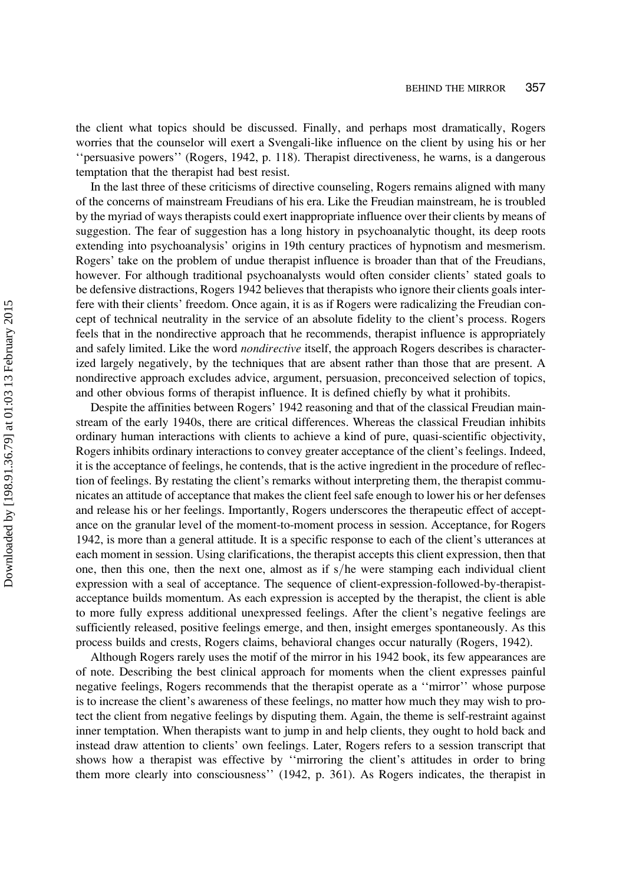the client what topics should be discussed. Finally, and perhaps most dramatically, Rogers worries that the counselor will exert a Svengali-like influence on the client by using his or her ''persuasive powers'' (Rogers, 1942, p. 118). Therapist directiveness, he warns, is a dangerous temptation that the therapist had best resist.

In the last three of these criticisms of directive counseling, Rogers remains aligned with many of the concerns of mainstream Freudians of his era. Like the Freudian mainstream, he is troubled by the myriad of ways therapists could exert inappropriate influence over their clients by means of suggestion. The fear of suggestion has a long history in psychoanalytic thought, its deep roots extending into psychoanalysis' origins in 19th century practices of hypnotism and mesmerism. Rogers' take on the problem of undue therapist influence is broader than that of the Freudians, however. For although traditional psychoanalysts would often consider clients' stated goals to be defensive distractions, Rogers 1942 believes that therapists who ignore their clients goals interfere with their clients' freedom. Once again, it is as if Rogers were radicalizing the Freudian concept of technical neutrality in the service of an absolute fidelity to the client's process. Rogers feels that in the nondirective approach that he recommends, therapist influence is appropriately and safely limited. Like the word *nondirective* itself, the approach Rogers describes is characterized largely negatively, by the techniques that are absent rather than those that are present. A nondirective approach excludes advice, argument, persuasion, preconceived selection of topics, and other obvious forms of therapist influence. It is defined chiefly by what it prohibits.

Despite the affinities between Rogers' 1942 reasoning and that of the classical Freudian mainstream of the early 1940s, there are critical differences. Whereas the classical Freudian inhibits ordinary human interactions with clients to achieve a kind of pure, quasi-scientific objectivity, Rogers inhibits ordinary interactions to convey greater acceptance of the client's feelings. Indeed, it is the acceptance of feelings, he contends, that is the active ingredient in the procedure of reflection of feelings. By restating the client's remarks without interpreting them, the therapist communicates an attitude of acceptance that makes the client feel safe enough to lower his or her defenses and release his or her feelings. Importantly, Rogers underscores the therapeutic effect of acceptance on the granular level of the moment-to-moment process in session. Acceptance, for Rogers 1942, is more than a general attitude. It is a specific response to each of the client's utterances at each moment in session. Using clarifications, the therapist accepts this client expression, then that one, then this one, then the next one, almost as if s/he were stamping each individual client expression with a seal of acceptance. The sequence of client-expression-followed-by-therapist-acceptance builds momentum. As each expression is accepted by the therapist, the client is able to more fully express additional unexpressed feelings. After the client's negative feelings are sufficiently released, positive feelings emerge, and then, insight emerges spontaneously. As this process builds and crests, Rogers claims, behavioral changes occur naturally (Rogers, 1942).

Although Rogers rarely uses the motif of the mirror in his 1942 book, its few appearances are of note. Describing the best clinical approach for moments when the client expresses painful negative feelings, Rogers recommends that the therapist operate as a ''mirror'' whose purpose is to increase the client's awareness of these feelings, no matter how much they may wish to protect the client from negative feelings by disputing them. Again, the theme is self-restraint against inner temptation. When therapists want to jump in and help clients, they ought to hold back and instead draw attention to clients' own feelings. Later, Rogers refers to a session transcript that shows how a therapist was effective by ''mirroring the client's attitudes in order to bring them more clearly into consciousness'' (1942, p. 361). As Rogers indicates, the therapist in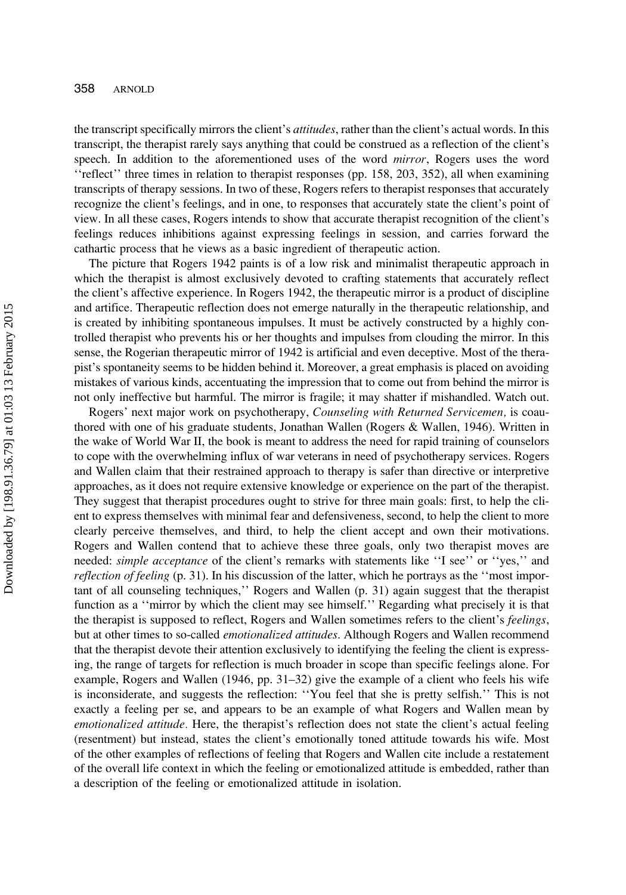the transcript specifically mirrors the client's *attitudes*, rather than the client's actual words. In this transcript, the therapist rarely says anything that could be construed as a reflection of the client's speech. In addition to the aforementioned uses of the word *mirror*, Rogers uses the word ''reflect'' three times in relation to therapist responses (pp. 158, 203, 352), all when examining transcripts of therapy sessions. In two of these, Rogers refers to therapist responses that accurately recognize the client's feelings, and in one, to responses that accurately state the client's point of view. In all these cases, Rogers intends to show that accurate therapist recognition of the client's feelings reduces inhibitions against expressing feelings in session, and carries forward the cathartic process that he views as a basic ingredient of therapeutic action.

The picture that Rogers 1942 paints is of a low risk and minimalist therapeutic approach in which the therapist is almost exclusively devoted to crafting statements that accurately reflect the client's affective experience. In Rogers 1942, the therapeutic mirror is a product of discipline and artifice. Therapeutic reflection does not emerge naturally in the therapeutic relationship, and is created by inhibiting spontaneous impulses. It must be actively constructed by a highly controlled therapist who prevents his or her thoughts and impulses from clouding the mirror. In this sense, the Rogerian therapeutic mirror of 1942 is artificial and even deceptive. Most of the therapist's spontaneity seems to be hidden behind it. Moreover, a great emphasis is placed on avoiding mistakes of various kinds, accentuating the impression that to come out from behind the mirror is not only ineffective but harmful. The mirror is fragile; it may shatter if mishandled. Watch out.

Rogers' next major work on psychotherapy, *Counseling with Returned Servicemen,* is coauthored with one of his graduate students, Jonathan Wallen (Rogers & Wallen, 1946). Written in the wake of World War II, the book is meant to address the need for rapid training of counselors to cope with the overwhelming influx of war veterans in need of psychotherapy services. Rogers and Wallen claim that their restrained approach to therapy is safer than directive or interpretive approaches, as it does not require extensive knowledge or experience on the part of the therapist. They suggest that therapist procedures ought to strive for three main goals: first, to help the client to express themselves with minimal fear and defensiveness, second, to help the client to more clearly perceive themselves, and third, to help the client accept and own their motivations. Rogers and Wallen contend that to achieve these three goals, only two therapist moves are needed: *simple acceptance* of the client's remarks with statements like ''I see'' or ''yes,'' and *reflection of feeling* (p. 31). In his discussion of the latter, which he portrays as the ''most important of all counseling techniques,'' Rogers and Wallen (p. 31) again suggest that the therapist function as a ''mirror by which the client may see himself.'' Regarding what precisely it is that the therapist is supposed to reflect, Rogers and Wallen sometimes refers to the client's *feelings*, but at other times to so-called *emotionalized attitudes*. Although Rogers and Wallen recommend that the therapist devote their attention exclusively to identifying the feeling the client is expressing, the range of targets for reflection is much broader in scope than specific feelings alone. For example, Rogers and Wallen (1946, pp. 31–32) give the example of a client who feels his wife is inconsiderate, and suggests the reflection: ''You feel that she is pretty selfish.'' This is not exactly a feeling per se, and appears to be an example of what Rogers and Wallen mean by *emotionalized attitude*. Here, the therapist's reflection does not state the client's actual feeling (resentment) but instead, states the client's emotionally toned attitude towards his wife. Most of the other examples of reflections of feeling that Rogers and Wallen cite include a restatement of the overall life context in which the feeling or emotionalized attitude is embedded, rather than a description of the feeling or emotionalized attitude in isolation.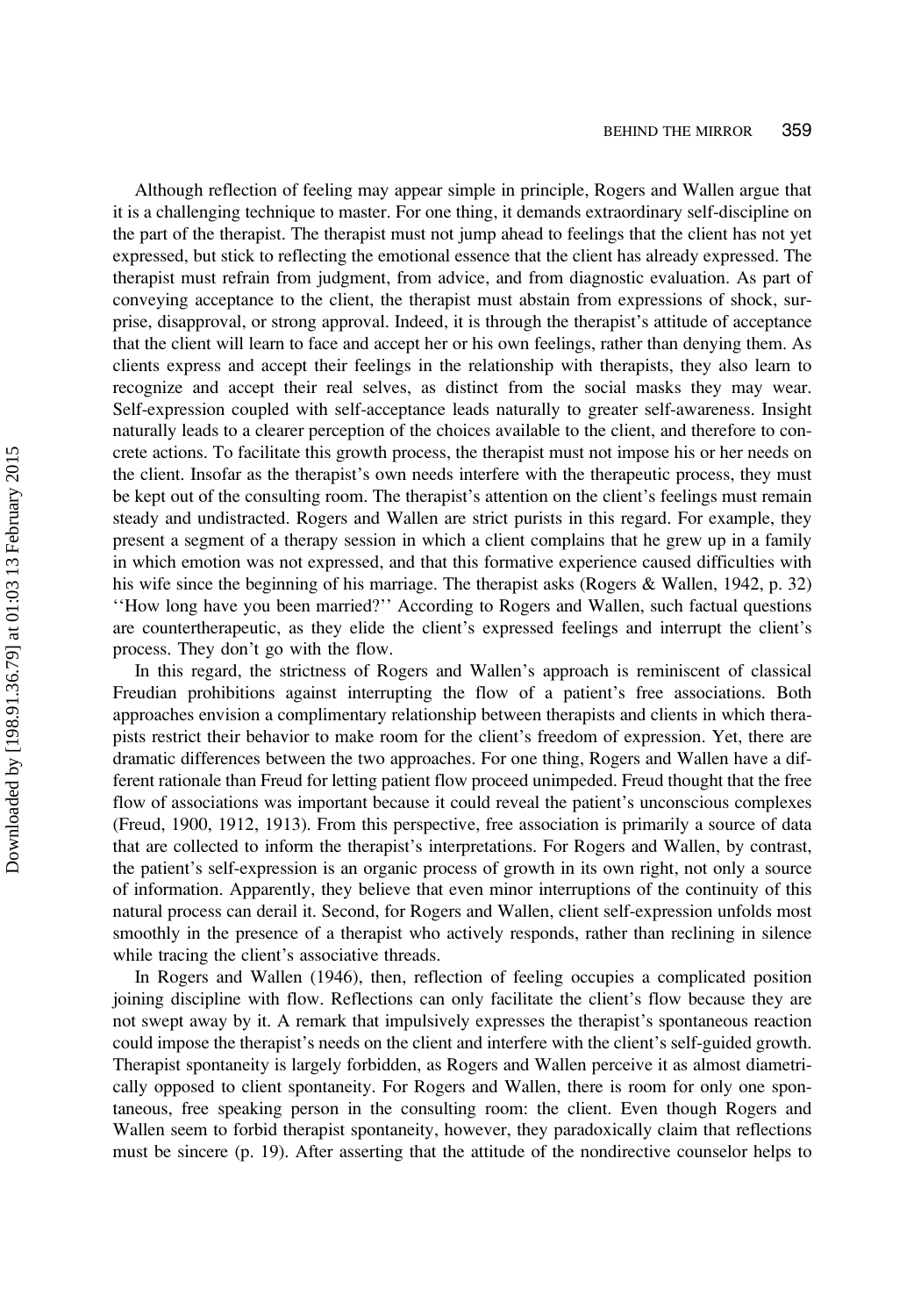Although reflection of feeling may appear simple in principle, Rogers and Wallen argue that it is a challenging technique to master. For one thing, it demands extraordinary self-discipline on the part of the therapist. The therapist must not jump ahead to feelings that the client has not yet expressed, but stick to reflecting the emotional essence that the client has already expressed. The therapist must refrain from judgment, from advice, and from diagnostic evaluation. As part of conveying acceptance to the client, the therapist must abstain from expressions of shock, surprise, disapproval, or strong approval. Indeed, it is through the therapist's attitude of acceptance that the client will learn to face and accept her or his own feelings, rather than denying them. As clients express and accept their feelings in the relationship with therapists, they also learn to recognize and accept their real selves, as distinct from the social masks they may wear. Self-expression coupled with self-acceptance leads naturally to greater self-awareness. Insight naturally leads to a clearer perception of the choices available to the client, and therefore to concrete actions. To facilitate this growth process, the therapist must not impose his or her needs on the client. Insofar as the therapist's own needs interfere with the therapeutic process, they must be kept out of the consulting room. The therapist's attention on the client's feelings must remain steady and undistracted. Rogers and Wallen are strict purists in this regard. For example, they present a segment of a therapy session in which a client complains that he grew up in a family in which emotion was not expressed, and that this formative experience caused difficulties with his wife since the beginning of his marriage. The therapist asks (Rogers & Wallen, 1942, p. 32) ''How long have you been married?'' According to Rogers and Wallen, such factual questions are countertherapeutic, as they elide the client's expressed feelings and interrupt the client's process. They don't go with the flow.

In this regard, the strictness of Rogers and Wallen's approach is reminiscent of classical Freudian prohibitions against interrupting the flow of a patient's free associations. Both approaches envision a complimentary relationship between therapists and clients in which therapists restrict their behavior to make room for the client's freedom of expression. Yet, there are dramatic differences between the two approaches. For one thing, Rogers and Wallen have a different rationale than Freud for letting patient flow proceed unimpeded. Freud thought that the free flow of associations was important because it could reveal the patient's unconscious complexes (Freud, 1900, 1912, 1913). From this perspective, free association is primarily a source of data that are collected to inform the therapist's interpretations. For Rogers and Wallen, by contrast, the patient's self-expression is an organic process of growth in its own right, not only a source of information. Apparently, they believe that even minor interruptions of the continuity of this natural process can derail it. Second, for Rogers and Wallen, client self-expression unfolds most smoothly in the presence of a therapist who actively responds, rather than reclining in silence while tracing the client's associative threads.

In Rogers and Wallen (1946), then, reflection of feeling occupies a complicated position joining discipline with flow. Reflections can only facilitate the client's flow because they are not swept away by it. A remark that impulsively expresses the therapist's spontaneous reaction could impose the therapist's needs on the client and interfere with the client's self-guided growth. Therapist spontaneity is largely forbidden, as Rogers and Wallen perceive it as almost diametrically opposed to client spontaneity. For Rogers and Wallen, there is room for only one spontaneous, free speaking person in the consulting room: the client. Even though Rogers and Wallen seem to forbid therapist spontaneity, however, they paradoxically claim that reflections must be sincere (p. 19). After asserting that the attitude of the nondirective counselor helps to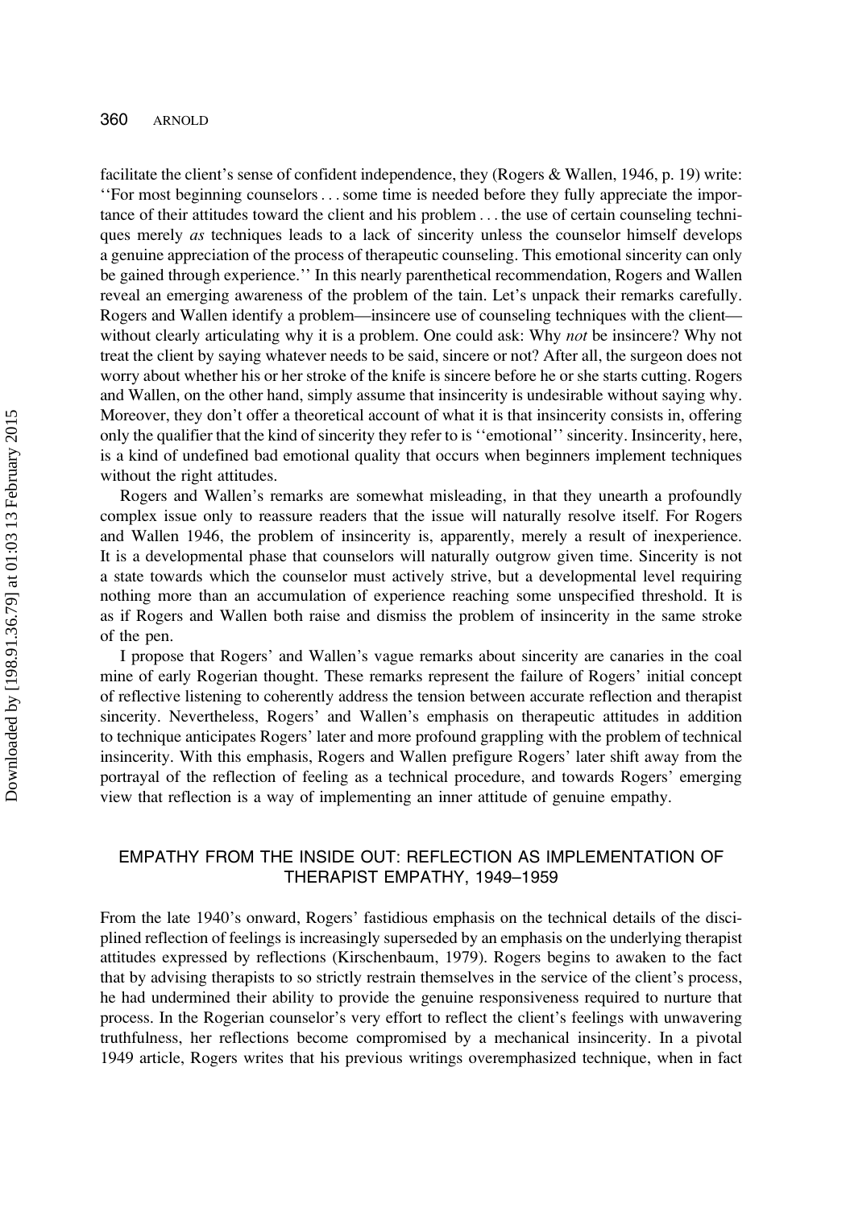facilitate the client's sense of confident independence, they (Rogers & Wallen, 1946, p. 19) write: ''For most beginning counselors . . . some time is needed before they fully appreciate the importance of their attitudes toward the client and his problem . . . the use of certain counseling techniques merely *as* techniques leads to a lack of sincerity unless the counselor himself develops a genuine appreciation of the process of therapeutic counseling. This emotional sincerity can only be gained through experience.'' In this nearly parenthetical recommendation, Rogers and Wallen reveal an emerging awareness of the problem of the tain. Let's unpack their remarks carefully. Rogers and Wallen identify a problem—insincere use of counseling techniques with the client—without clearly articulating why it is a problem. One could ask: Why *not* be insincere? Why not treat the client by saying whatever needs to be said, sincere or not? After all, the surgeon does not worry about whether his or her stroke of the knife is sincere before he or she starts cutting. Rogers and Wallen, on the other hand, simply assume that insincerity is undesirable without saying why. Moreover, they don't offer a theoretical account of what it is that insincerity consists in, offering only the qualifier that the kind of sincerity they refer to is ''emotional'' sincerity. Insincerity, here, is a kind of undefined bad emotional quality that occurs when beginners implement techniques without the right attitudes.

Rogers and Wallen's remarks are somewhat misleading, in that they unearth a profoundly complex issue only to reassure readers that the issue will naturally resolve itself. For Rogers and Wallen 1946, the problem of insincerity is, apparently, merely a result of inexperience. It is a developmental phase that counselors will naturally outgrow given time. Sincerity is not a state towards which the counselor must actively strive, but a developmental level requiring nothing more than an accumulation of experience reaching some unspecified threshold. It is as if Rogers and Wallen both raise and dismiss the problem of insincerity in the same stroke of the pen.

I propose that Rogers' and Wallen's vague remarks about sincerity are canaries in the coal mine of early Rogerian thought. These remarks represent the failure of Rogers' initial concept of reflective listening to coherently address the tension between accurate reflection and therapist sincerity. Nevertheless, Rogers' and Wallen's emphasis on therapeutic attitudes in addition to technique anticipates Rogers' later and more profound grappling with the problem of technical insincerity. With this emphasis, Rogers and Wallen prefigure Rogers' later shift away from the portrayal of the reflection of feeling as a technical procedure, and towards Rogers' emerging view that reflection is a way of implementing an inner attitude of genuine empathy.

## EMPATHY FROM THE INSIDE OUT: REFLECTION AS IMPLEMENTATION OF THERAPIST EMPATHY, 1949–1959

From the late 1940's onward, Rogers' fastidious emphasis on the technical details of the disciplined reflection of feelings is increasingly superseded by an emphasis on the underlying therapist attitudes expressed by reflections (Kirschenbaum, 1979). Rogers begins to awaken to the fact that by advising therapists to so strictly restrain themselves in the service of the client's process, he had undermined their ability to provide the genuine responsiveness required to nurture that process. In the Rogerian counselor's very effort to reflect the client's feelings with unwavering truthfulness, her reflections become compromised by a mechanical insincerity. In a pivotal 1949 article, Rogers writes that his previous writings overemphasized technique, when in fact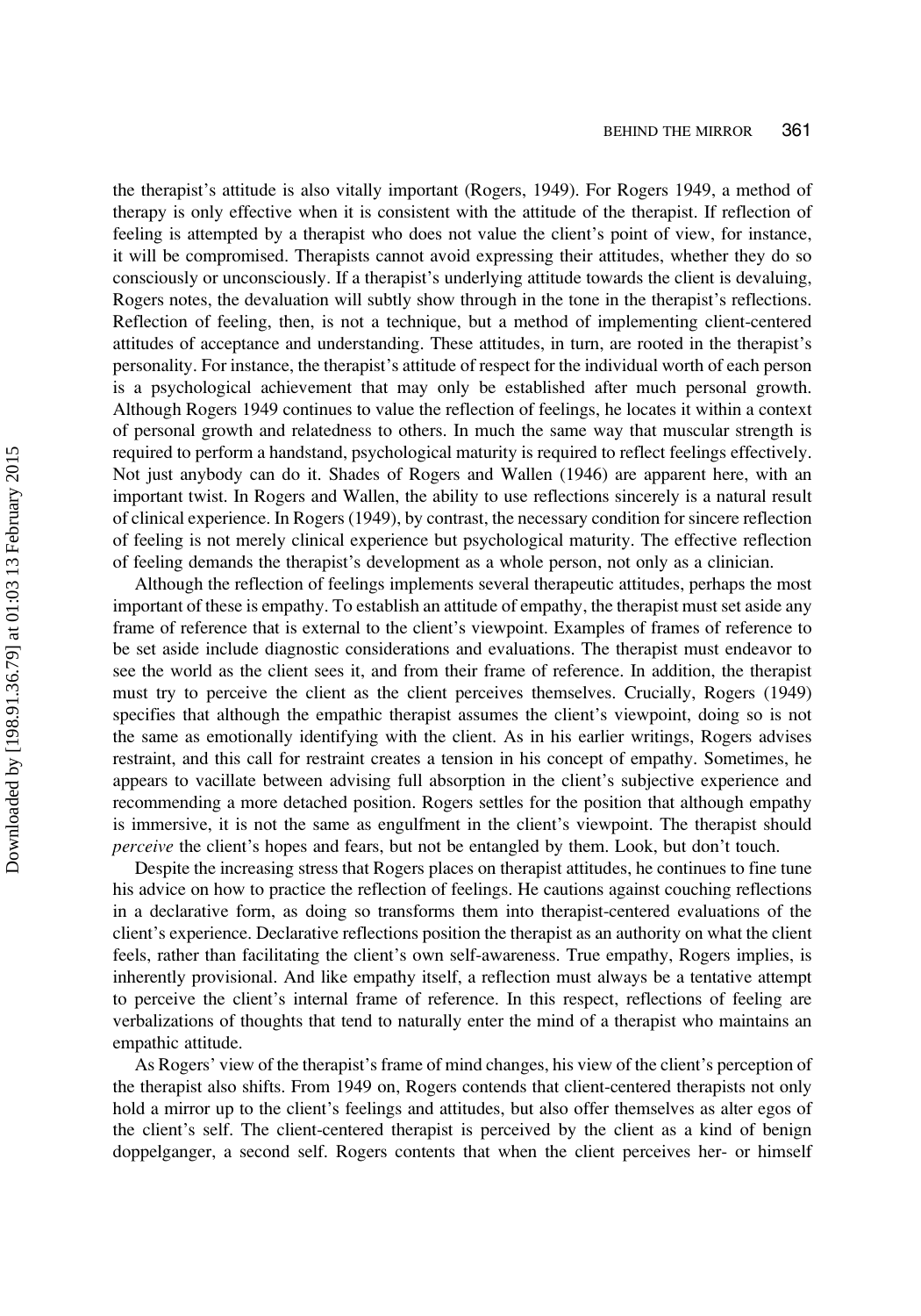the therapist's attitude is also vitally important (Rogers, 1949). For Rogers 1949, a method of therapy is only effective when it is consistent with the attitude of the therapist. If reflection of feeling is attempted by a therapist who does not value the client's point of view, for instance, it will be compromised. Therapists cannot avoid expressing their attitudes, whether they do so consciously or unconsciously. If a therapist's underlying attitude towards the client is devaluing, Rogers notes, the devaluation will subtly show through in the tone in the therapist's reflections. Reflection of feeling, then, is not a technique, but a method of implementing client-centered attitudes of acceptance and understanding. These attitudes, in turn, are rooted in the therapist's personality. For instance, the therapist's attitude of respect for the individual worth of each person is a psychological achievement that may only be established after much personal growth. Although Rogers 1949 continues to value the reflection of feelings, he locates it within a context of personal growth and relatedness to others. In much the same way that muscular strength is required to perform a handstand, psychological maturity is required to reflect feelings effectively. Not just anybody can do it. Shades of Rogers and Wallen (1946) are apparent here, with an important twist. In Rogers and Wallen, the ability to use reflections sincerely is a natural result of clinical experience. In Rogers (1949), by contrast, the necessary condition for sincere reflection of feeling is not merely clinical experience but psychological maturity. The effective reflection of feeling demands the therapist's development as a whole person, not only as a clinician.

Although the reflection of feelings implements several therapeutic attitudes, perhaps the most important of these is empathy. To establish an attitude of empathy, the therapist must set aside any frame of reference that is external to the client's viewpoint. Examples of frames of reference to be set aside include diagnostic considerations and evaluations. The therapist must endeavor to see the world as the client sees it, and from their frame of reference. In addition, the therapist must try to perceive the client as the client perceives themselves. Crucially, Rogers (1949) specifies that although the empathic therapist assumes the client's viewpoint, doing so is not the same as emotionally identifying with the client. As in his earlier writings, Rogers advises restraint, and this call for restraint creates a tension in his concept of empathy. Sometimes, he appears to vacillate between advising full absorption in the client's subjective experience and recommending a more detached position. Rogers settles for the position that although empathy is immersive, it is not the same as engulfment in the client's viewpoint. The therapist should *perceive* the client's hopes and fears, but not be entangled by them. Look, but don't touch.

Despite the increasing stress that Rogers places on therapist attitudes, he continues to fine tune his advice on how to practice the reflection of feelings. He cautions against couching reflections in a declarative form, as doing so transforms them into therapist-centered evaluations of the client's experience. Declarative reflections position the therapist as an authority on what the client feels, rather than facilitating the client's own self-awareness. True empathy, Rogers implies, is inherently provisional. And like empathy itself, a reflection must always be a tentative attempt to perceive the client's internal frame of reference. In this respect, reflections of feeling are verbalizations of thoughts that tend to naturally enter the mind of a therapist who maintains an empathic attitude.

As Rogers' view of the therapist's frame of mind changes, his view of the client's perception of the therapist also shifts. From 1949 on, Rogers contends that client-centered therapists not only hold a mirror up to the client's feelings and attitudes, but also offer themselves as alter egos of the client's self. The client-centered therapist is perceived by the client as a kind of benign doppelganger, a second self. Rogers contents that when the client perceives her- or himself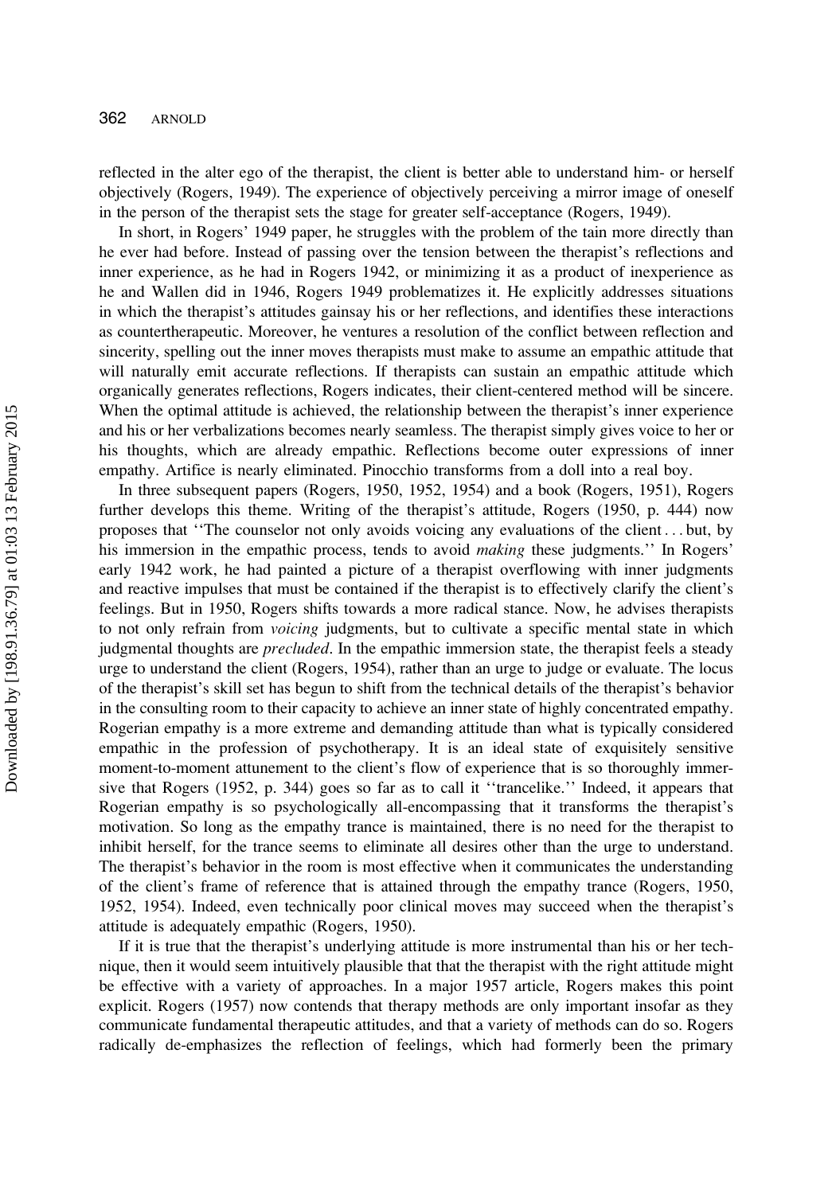reflected in the alter ego of the therapist, the client is better able to understand him- or herself objectively (Rogers, 1949). The experience of objectively perceiving a mirror image of oneself in the person of the therapist sets the stage for greater self-acceptance (Rogers, 1949).

In short, in Rogers' 1949 paper, he struggles with the problem of the tain more directly than he ever had before. Instead of passing over the tension between the therapist's reflections and inner experience, as he had in Rogers 1942, or minimizing it as a product of inexperience as he and Wallen did in 1946, Rogers 1949 problematizes it. He explicitly addresses situations in which the therapist's attitudes gainsay his or her reflections, and identifies these interactions as countertherapeutic. Moreover, he ventures a resolution of the conflict between reflection and sincerity, spelling out the inner moves therapists must make to assume an empathic attitude that will naturally emit accurate reflections. If therapists can sustain an empathic attitude which organically generates reflections, Rogers indicates, their client-centered method will be sincere. When the optimal attitude is achieved, the relationship between the therapist's inner experience and his or her verbalizations becomes nearly seamless. The therapist simply gives voice to her or his thoughts, which are already empathic. Reflections become outer expressions of inner empathy. Artifice is nearly eliminated. Pinocchio transforms from a doll into a real boy.

In three subsequent papers (Rogers, 1950, 1952, 1954) and a book (Rogers, 1951), Rogers further develops this theme. Writing of the therapist's attitude, Rogers (1950, p. 444) now proposes that ''The counselor not only avoids voicing any evaluations of the client . . . but, by his immersion in the empathic process, tends to avoid *making* these judgments.'' In Rogers' early 1942 work, he had painted a picture of a therapist overflowing with inner judgments and reactive impulses that must be contained if the therapist is to effectively clarify the client's feelings. But in 1950, Rogers shifts towards a more radical stance. Now, he advises therapists to not only refrain from *voicing* judgments, but to cultivate a specific mental state in which judgmental thoughts are *precluded*. In the empathic immersion state, the therapist feels a steady urge to understand the client (Rogers, 1954), rather than an urge to judge or evaluate. The locus of the therapist's skill set has begun to shift from the technical details of the therapist's behavior in the consulting room to their capacity to achieve an inner state of highly concentrated empathy. Rogerian empathy is a more extreme and demanding attitude than what is typically considered empathic in the profession of psychotherapy. It is an ideal state of exquisitely sensitive moment-to-moment attunement to the client's flow of experience that is so thoroughly immersive that Rogers (1952, p. 344) goes so far as to call it ''trancelike.'' Indeed, it appears that Rogerian empathy is so psychologically all-encompassing that it transforms the therapist's motivation. So long as the empathy trance is maintained, there is no need for the therapist to inhibit herself, for the trance seems to eliminate all desires other than the urge to understand. The therapist's behavior in the room is most effective when it communicates the understanding of the client's frame of reference that is attained through the empathy trance (Rogers, 1950, 1952, 1954). Indeed, even technically poor clinical moves may succeed when the therapist's attitude is adequately empathic (Rogers, 1950).

If it is true that the therapist's underlying attitude is more instrumental than his or her technique, then it would seem intuitively plausible that that the therapist with the right attitude might be effective with a variety of approaches. In a major 1957 article, Rogers makes this point explicit. Rogers (1957) now contends that therapy methods are only important insofar as they communicate fundamental therapeutic attitudes, and that a variety of methods can do so. Rogers radically de-emphasizes the reflection of feelings, which had formerly been the primary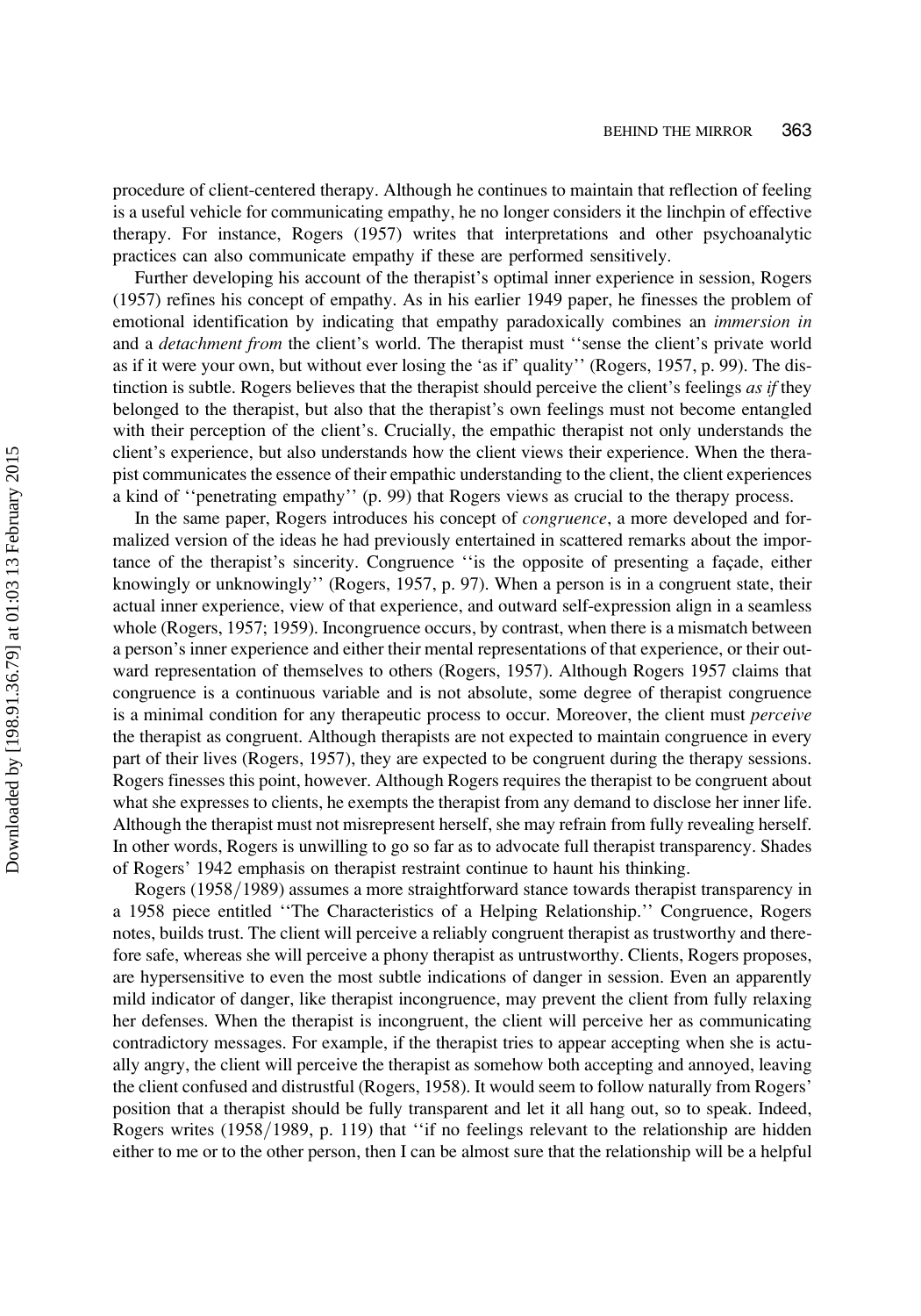procedure of client-centered therapy. Although he continues to maintain that reflection of feeling is a useful vehicle for communicating empathy, he no longer considers it the linchpin of effective therapy. For instance, Rogers (1957) writes that interpretations and other psychoanalytic practices can also communicate empathy if these are performed sensitively.

Further developing his account of the therapist's optimal inner experience in session, Rogers (1957) refines his concept of empathy. As in his earlier 1949 paper, he finesses the problem of emotional identification by indicating that empathy paradoxically combines an *immersion in* and a *detachment from* the client's world. The therapist must ''sense the client's private world as if it were your own, but without ever losing the 'as if' quality'' (Rogers, 1957, p. 99). The distinction is subtle. Rogers believes that the therapist should perceive the client's feelings *as if* they belonged to the therapist, but also that the therapist's own feelings must not become entangled with their perception of the client's. Crucially, the empathic therapist not only understands the client's experience, but also understands how the client views their experience. When the therapist communicates the essence of their empathic understanding to the client, the client experiences a kind of ''penetrating empathy'' (p. 99) that Rogers views as crucial to the therapy process.

In the same paper, Rogers introduces his concept of *congruence*, a more developed and formalized version of the ideas he had previously entertained in scattered remarks about the importance of the therapist's sincerity. Congruence ''is the opposite of presenting a façade, either knowingly or unknowingly'' (Rogers, 1957, p. 97). When a person is in a congruent state, their actual inner experience, view of that experience, and outward self-expression align in a seamless whole (Rogers, 1957; 1959). Incongruence occurs, by contrast, when there is a mismatch between a person's inner experience and either their mental representations of that experience, or their outward representation of themselves to others (Rogers, 1957). Although Rogers 1957 claims that congruence is a continuous variable and is not absolute, some degree of therapist congruence is a minimal condition for any therapeutic process to occur. Moreover, the client must *perceive* the therapist as congruent. Although therapists are not expected to maintain congruence in every part of their lives (Rogers, 1957), they are expected to be congruent during the therapy sessions. Rogers finesses this point, however. Although Rogers requires the therapist to be congruent about what she expresses to clients, he exempts the therapist from any demand to disclose her inner life. Although the therapist must not misrepresent herself, she may refrain from fully revealing herself. In other words, Rogers is unwilling to go so far as to advocate full therapist transparency. Shades of Rogers' 1942 emphasis on therapist restraint continue to haunt his thinking.

Rogers (1958/1989) assumes a more straightforward stance towards therapist transparency in a 1958 piece entitled ''The Characteristics of a Helping Relationship.'' Congruence, Rogers notes, builds trust. The client will perceive a reliably congruent therapist as trustworthy and therefore safe, whereas she will perceive a phony therapist as untrustworthy. Clients, Rogers proposes, are hypersensitive to even the most subtle indications of danger in session. Even an apparently mild indicator of danger, like therapist incongruence, may prevent the client from fully relaxing her defenses. When the therapist is incongruent, the client will perceive her as communicating contradictory messages. For example, if the therapist tries to appear accepting when she is actually angry, the client will perceive the therapist as somehow both accepting and annoyed, leaving the client confused and distrustful (Rogers, 1958). It would seem to follow naturally from Rogers' position that a therapist should be fully transparent and let it all hang out, so to speak. Indeed, Rogers writes (1958/1989, p. 119) that ''if no feelings relevant to the relationship are hidden either to me or to the other person, then I can be almost sure that the relationship will be a helpful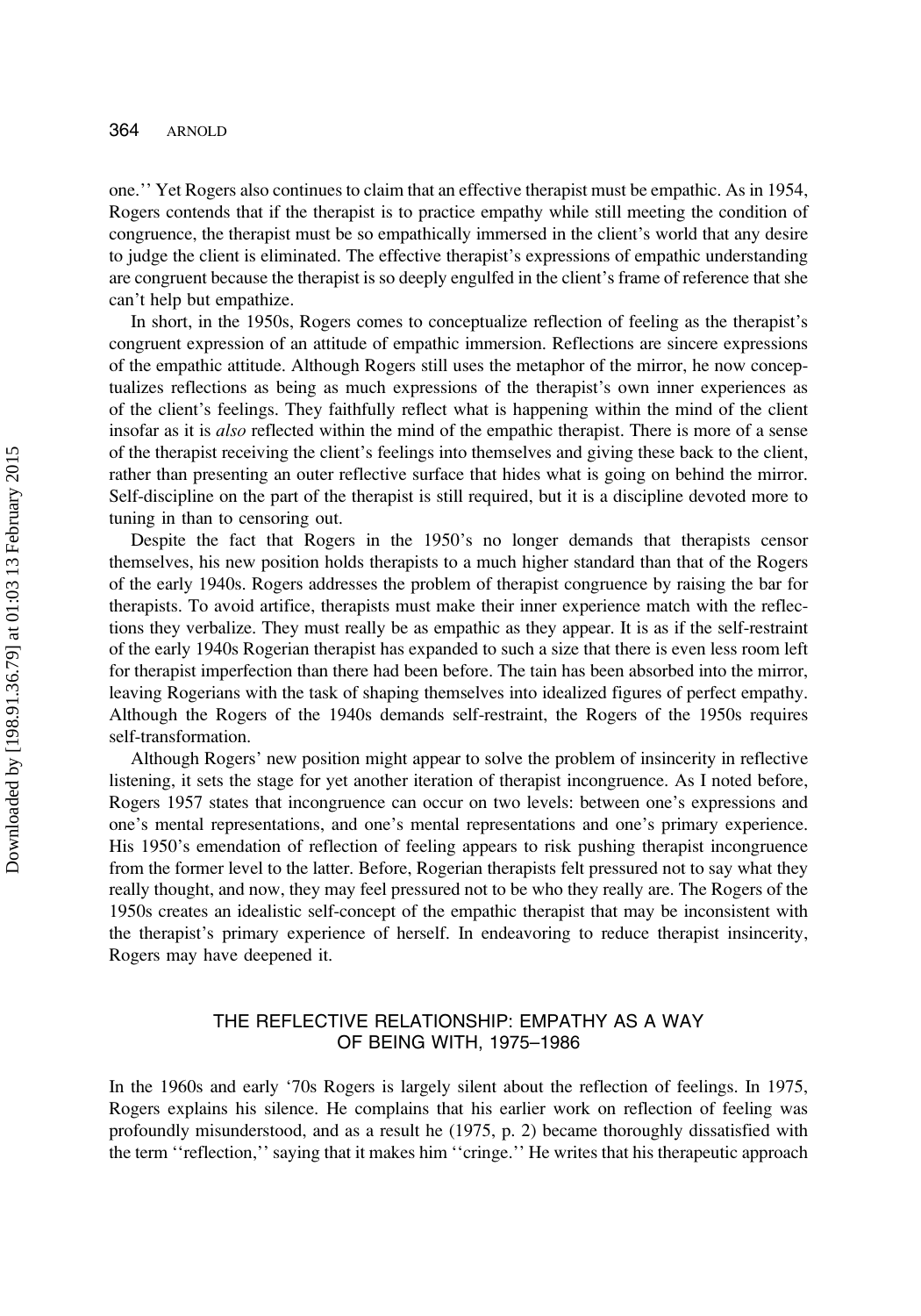one.'' Yet Rogers also continues to claim that an effective therapist must be empathic. As in 1954, Rogers contends that if the therapist is to practice empathy while still meeting the condition of congruence, the therapist must be so empathically immersed in the client's world that any desire to judge the client is eliminated. The effective therapist's expressions of empathic understanding are congruent because the therapist is so deeply engulfed in the client's frame of reference that she can't help but empathize.

In short, in the 1950s, Rogers comes to conceptualize reflection of feeling as the therapist's congruent expression of an attitude of empathic immersion. Reflections are sincere expressions of the empathic attitude. Although Rogers still uses the metaphor of the mirror, he now conceptualizes reflections as being as much expressions of the therapist's own inner experiences as of the client's feelings. They faithfully reflect what is happening within the mind of the client insofar as it is *also* reflected within the mind of the empathic therapist. There is more of a sense of the therapist receiving the client's feelings into themselves and giving these back to the client, rather than presenting an outer reflective surface that hides what is going on behind the mirror. Self-discipline on the part of the therapist is still required, but it is a discipline devoted more to tuning in than to censoring out.

Despite the fact that Rogers in the 1950's no longer demands that therapists censor themselves, his new position holds therapists to a much higher standard than that of the Rogers of the early 1940s. Rogers addresses the problem of therapist congruence by raising the bar for therapists. To avoid artifice, therapists must make their inner experience match with the reflections they verbalize. They must really be as empathic as they appear. It is as if the self-restraint of the early 1940s Rogerian therapist has expanded to such a size that there is even less room left for therapist imperfection than there had been before. The tain has been absorbed into the mirror, leaving Rogerians with the task of shaping themselves into idealized figures of perfect empathy. Although the Rogers of the 1940s demands self-restraint, the Rogers of the 1950s requires self-transformation.

Although Rogers' new position might appear to solve the problem of insincerity in reflective listening, it sets the stage for yet another iteration of therapist incongruence. As I noted before, Rogers 1957 states that incongruence can occur on two levels: between one's expressions and one's mental representations, and one's mental representations and one's primary experience. His 1950's emendation of reflection of feeling appears to risk pushing therapist incongruence from the former level to the latter. Before, Rogerian therapists felt pressured not to say what they really thought, and now, they may feel pressured not to be who they really are. The Rogers of the 1950s creates an idealistic self-concept of the empathic therapist that may be inconsistent with the therapist's primary experience of herself. In endeavoring to reduce therapist insincerity, Rogers may have deepened it.

## THE REFLECTIVE RELATIONSHIP: EMPATHY AS A WAY OF BEING WITH, 1975–1986

In the 1960s and early '70s Rogers is largely silent about the reflection of feelings. In 1975, Rogers explains his silence. He complains that his earlier work on reflection of feeling was profoundly misunderstood, and as a result he (1975, p. 2) became thoroughly dissatisfied with the term ''reflection,'' saying that it makes him ''cringe.'' He writes that his therapeutic approach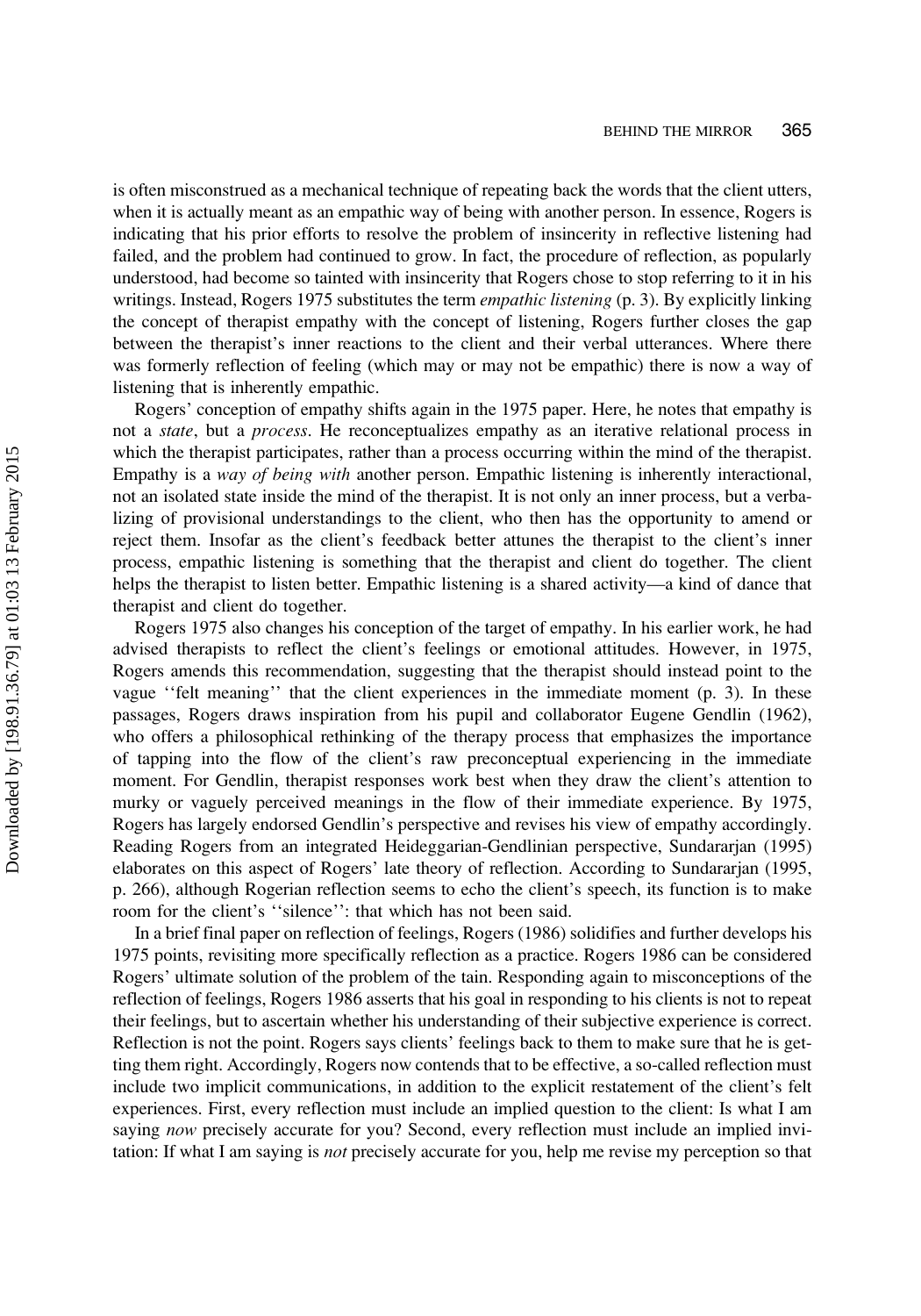is often misconstrued as a mechanical technique of repeating back the words that the client utters, when it is actually meant as an empathic way of being with another person. In essence, Rogers is indicating that his prior efforts to resolve the problem of insincerity in reflective listening had failed, and the problem had continued to grow. In fact, the procedure of reflection, as popularly understood, had become so tainted with insincerity that Rogers chose to stop referring to it in his writings. Instead, Rogers 1975 substitutes the term *empathic listening* (p. 3). By explicitly linking the concept of therapist empathy with the concept of listening, Rogers further closes the gap between the therapist's inner reactions to the client and their verbal utterances. Where there was formerly reflection of feeling (which may or may not be empathic) there is now a way of listening that is inherently empathic.

Rogers' conception of empathy shifts again in the 1975 paper. Here, he notes that empathy is not a *state*, but a *process*. He reconceptualizes empathy as an iterative relational process in which the therapist participates, rather than a process occurring within the mind of the therapist. Empathy is a *way of being with* another person. Empathic listening is inherently interactional, not an isolated state inside the mind of the therapist. It is not only an inner process, but a verbalizing of provisional understandings to the client, who then has the opportunity to amend or reject them. Insofar as the client's feedback better attunes the therapist to the client's inner process, empathic listening is something that the therapist and client do together. The client helps the therapist to listen better. Empathic listening is a shared activity—a kind of dance that therapist and client do together.

Rogers 1975 also changes his conception of the target of empathy. In his earlier work, he had advised therapists to reflect the client's feelings or emotional attitudes. However, in 1975, Rogers amends this recommendation, suggesting that the therapist should instead point to the vague ''felt meaning'' that the client experiences in the immediate moment (p. 3). In these passages, Rogers draws inspiration from his pupil and collaborator Eugene Gendlin (1962), who offers a philosophical rethinking of the therapy process that emphasizes the importance of tapping into the flow of the client's raw preconceptual experiencing in the immediate moment. For Gendlin, therapist responses work best when they draw the client's attention to murky or vaguely perceived meanings in the flow of their immediate experience. By 1975, Rogers has largely endorsed Gendlin's perspective and revises his view of empathy accordingly. Reading Rogers from an integrated Heideggarian-Gendlinian perspective, Sundararjan (1995) elaborates on this aspect of Rogers' late theory of reflection. According to Sundararjan (1995, p. 266), although Rogerian reflection seems to echo the client's speech, its function is to make room for the client's ''silence'': that which has not been said.

In a brief final paper on reflection of feelings, Rogers (1986) solidifies and further develops his 1975 points, revisiting more specifically reflection as a practice. Rogers 1986 can be considered Rogers' ultimate solution of the problem of the tain. Responding again to misconceptions of the reflection of feelings, Rogers 1986 asserts that his goal in responding to his clients is not to repeat their feelings, but to ascertain whether his understanding of their subjective experience is correct. Reflection is not the point. Rogers says clients' feelings back to them to make sure that he is getting them right. Accordingly, Rogers now contends that to be effective, a so-called reflection must include two implicit communications, in addition to the explicit restatement of the client's felt experiences. First, every reflection must include an implied question to the client: Is what I am saying *now* precisely accurate for you? Second, every reflection must include an implied invitation: If what I am saying is *not* precisely accurate for you, help me revise my perception so that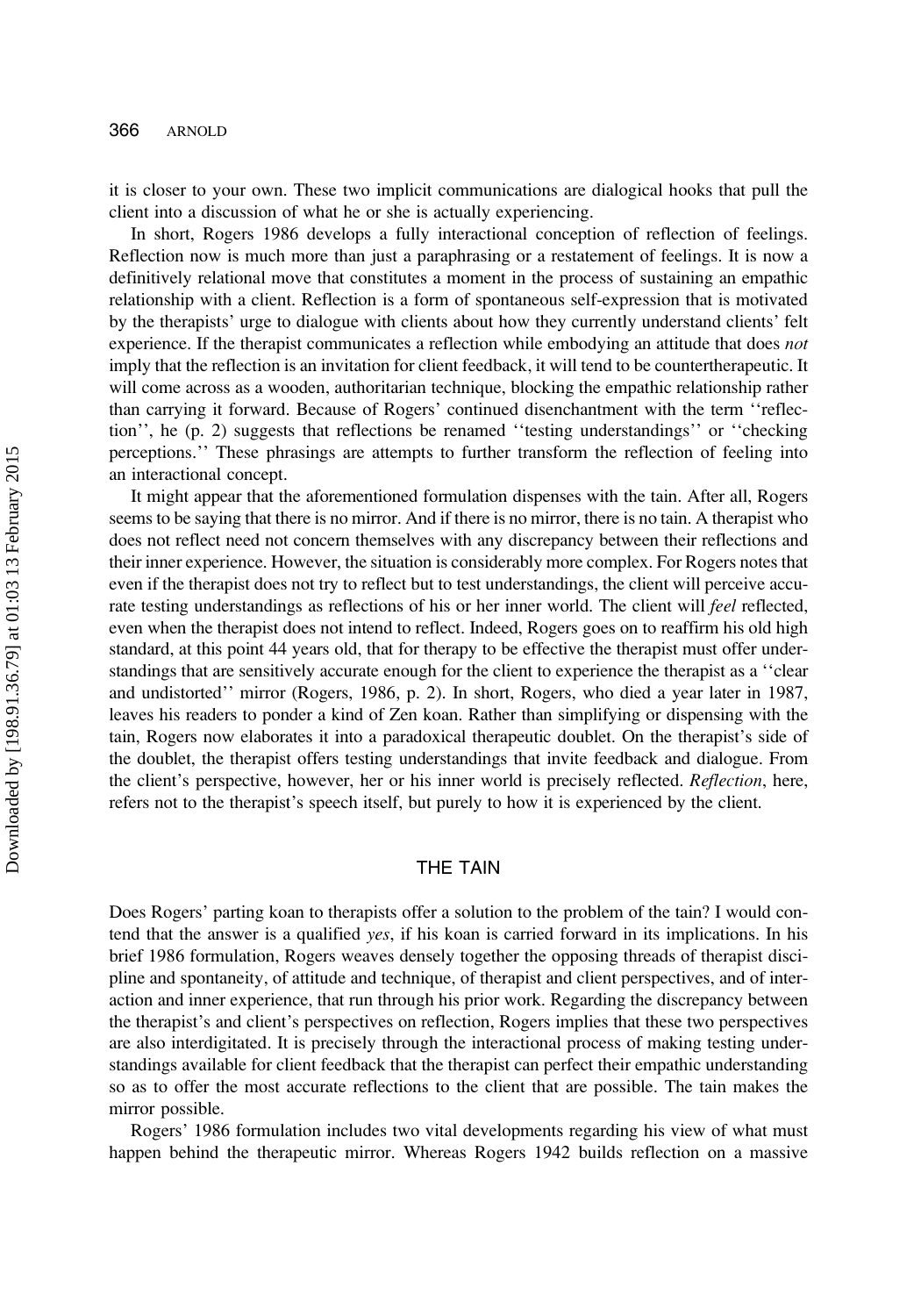it is closer to your own. These two implicit communications are dialogical hooks that pull the client into a discussion of what he or she is actually experiencing.

In short, Rogers 1986 develops a fully interactional conception of reflection of feelings. Reflection now is much more than just a paraphrasing or a restatement of feelings. It is now a definitively relational move that constitutes a moment in the process of sustaining an empathic relationship with a client. Reflection is a form of spontaneous self-expression that is motivated by the therapists' urge to dialogue with clients about how they currently understand clients' felt experience. If the therapist communicates a reflection while embodying an attitude that does *not* imply that the reflection is an invitation for client feedback, it will tend to be countertherapeutic. It will come across as a wooden, authoritarian technique, blocking the empathic relationship rather than carrying it forward. Because of Rogers' continued disenchantment with the term ''reflection'', he (p. 2) suggests that reflections be renamed ''testing understandings'' or ''checking perceptions.'' These phrasings are attempts to further transform the reflection of feeling into an interactional concept.

It might appear that the aforementioned formulation dispenses with the tain. After all, Rogers seems to be saying that there is no mirror. And if there is no mirror, there is no tain. A therapist who does not reflect need not concern themselves with any discrepancy between their reflections and their inner experience. However, the situation is considerably more complex. For Rogers notes that even if the therapist does not try to reflect but to test understandings, the client will perceive accurate testing understandings as reflections of his or her inner world. The client will *feel* reflected, even when the therapist does not intend to reflect. Indeed, Rogers goes on to reaffirm his old high standard, at this point 44 years old, that for therapy to be effective the therapist must offer understandings that are sensitively accurate enough for the client to experience the therapist as a ''clear and undistorted'' mirror (Rogers, 1986, p. 2). In short, Rogers, who died a year later in 1987, leaves his readers to ponder a kind of Zen koan. Rather than simplifying or dispensing with the tain, Rogers now elaborates it into a paradoxical therapeutic doublet. On the therapist's side of the doublet, the therapist offers testing understandings that invite feedback and dialogue. From the client's perspective, however, her or his inner world is precisely reflected. *Reflection*, here, refers not to the therapist's speech itself, but purely to how it is experienced by the client.

## THE TAIN

Does Rogers' parting koan to therapists offer a solution to the problem of the tain? I would contend that the answer is a qualified *yes*, if his koan is carried forward in its implications. In his brief 1986 formulation, Rogers weaves densely together the opposing threads of therapist discipline and spontaneity, of attitude and technique, of therapist and client perspectives, and of interaction and inner experience, that run through his prior work. Regarding the discrepancy between the therapist's and client's perspectives on reflection, Rogers implies that these two perspectives are also interdigitated. It is precisely through the interactional process of making testing understandings available for client feedback that the therapist can perfect their empathic understanding so as to offer the most accurate reflections to the client that are possible. The tain makes the mirror possible.

Rogers' 1986 formulation includes two vital developments regarding his view of what must happen behind the therapeutic mirror. Whereas Rogers 1942 builds reflection on a massive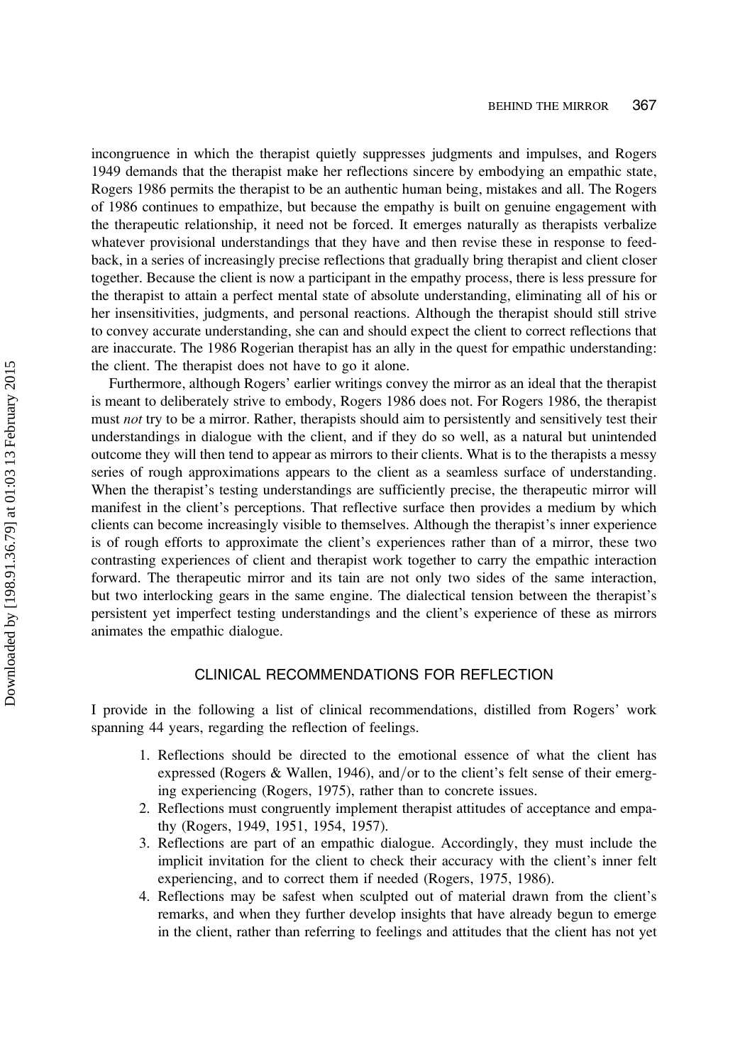incongruence in which the therapist quietly suppresses judgments and impulses, and Rogers 1949 demands that the therapist make her reflections sincere by embodying an empathic state, Rogers 1986 permits the therapist to be an authentic human being, mistakes and all. The Rogers of 1986 continues to empathize, but because the empathy is built on genuine engagement with the therapeutic relationship, it need not be forced. It emerges naturally as therapists verbalize whatever provisional understandings that they have and then revise these in response to feedback, in a series of increasingly precise reflections that gradually bring therapist and client closer together. Because the client is now a participant in the empathy process, there is less pressure for the therapist to attain a perfect mental state of absolute understanding, eliminating all of his or her insensitivities, judgments, and personal reactions. Although the therapist should still strive to convey accurate understanding, she can and should expect the client to correct reflections that are inaccurate. The 1986 Rogerian therapist has an ally in the quest for empathic understanding: the client. The therapist does not have to go it alone.

Furthermore, although Rogers' earlier writings convey the mirror as an ideal that the therapist is meant to deliberately strive to embody, Rogers 1986 does not. For Rogers 1986, the therapist must *not* try to be a mirror. Rather, therapists should aim to persistently and sensitively test their understandings in dialogue with the client, and if they do so well, as a natural but unintended outcome they will then tend to appear as mirrors to their clients. What is to the therapists a messy series of rough approximations appears to the client as a seamless surface of understanding. When the therapist's testing understandings are sufficiently precise, the therapeutic mirror will manifest in the client's perceptions. That reflective surface then provides a medium by which clients can become increasingly visible to themselves. Although the therapist's inner experience is of rough efforts to approximate the client's experiences rather than of a mirror, these two contrasting experiences of client and therapist work together to carry the empathic interaction forward. The therapeutic mirror and its tain are not only two sides of the same interaction, but two interlocking gears in the same engine. The dialectical tension between the therapist's persistent yet imperfect testing understandings and the client's experience of these as mirrors animates the empathic dialogue.

## CLINICAL RECOMMENDATIONS FOR REFLECTION

I provide in the following a list of clinical recommendations, distilled from Rogers' work spanning 44 years, regarding the reflection of feelings.

1. Reflections should be directed to the emotional essence of what the client has expressed (Rogers & Wallen, 1946), and/or to the client's felt sense of their emerging experiencing (Rogers, 1975), rather than to concrete issues.
2. Reflections must congruently implement therapist attitudes of acceptance and empathy (Rogers, 1949, 1951, 1954, 1957).
3. Reflections are part of an empathic dialogue. Accordingly, they must include the implicit invitation for the client to check their accuracy with the client's inner felt experiencing, and to correct them if needed (Rogers, 1975, 1986).
4. Reflections may be safest when sculpted out of material drawn from the client's remarks, and when they further develop insights that have already begun to emerge in the client, rather than referring to feelings and attitudes that the client has not yet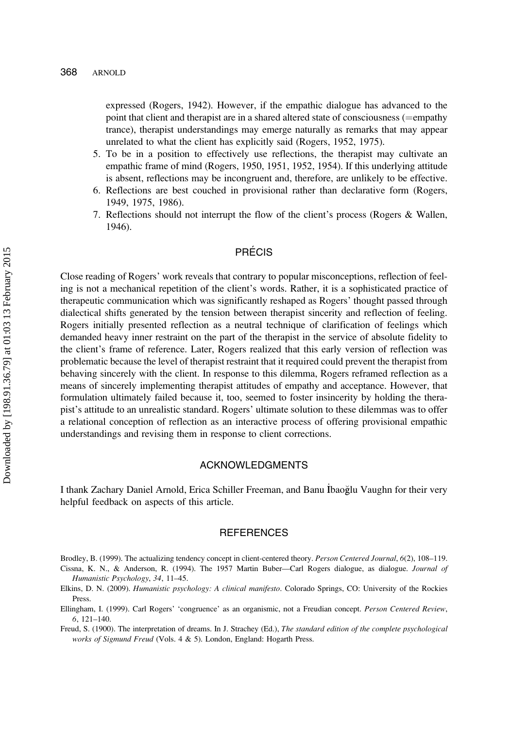expressed (Rogers, 1942). However, if the empathic dialogue has advanced to the point that client and therapist are in a shared altered state of consciousness (=empathy trance), therapist understandings may emerge naturally as remarks that may appear unrelated to what the client has explicitly said (Rogers, 1952, 1975).

5. To be in a position to effectively use reflections, the therapist may cultivate an empathic frame of mind (Rogers, 1950, 1951, 1952, 1954). If this underlying attitude is absent, reflections may be incongruent and, therefore, are unlikely to be effective.
6. Reflections are best couched in provisional rather than declarative form (Rogers, 1949, 1975, 1986).
7. Reflections should not interrupt the flow of the client's process (Rogers & Wallen, 1946).

## PRÉCIS

Close reading of Rogers' work reveals that contrary to popular misconceptions, reflection of feeling is not a mechanical repetition of the client's words. Rather, it is a sophisticated practice of therapeutic communication which was significantly reshaped as Rogers' thought passed through dialectical shifts generated by the tension between therapist sincerity and reflection of feeling. Rogers initially presented reflection as a neutral technique of clarification of feelings which demanded heavy inner restraint on the part of the therapist in the service of absolute fidelity to the client's frame of reference. Later, Rogers realized that this early version of reflection was problematic because the level of therapist restraint that it required could prevent the therapist from behaving sincerely with the client. In response to this dilemma, Rogers reframed reflection as a means of sincerely implementing therapist attitudes of empathy and acceptance. However, that formulation ultimately failed because it, too, seemed to foster insincerity by holding the therapist's attitude to an unrealistic standard. Rogers' ultimate solution to these dilemmas was to offer a relational conception of reflection as an interactive process of offering provisional empathic understandings and revising them in response to client corrections.

## ACKNOWLEDGMENTS

I thank Zachary Daniel Arnold, Erica Schiller Freeman, and Banu İbaoğlu Vaughn for their very helpful feedback on aspects of this article.

## REFERENCES

Brodley, B. (1999). The actualizing tendency concept in client-centered theory. *Person Centered Journal*, *6*(2), 108–119.

Cissna, K. N., & Anderson, R. (1994). The 1957 Martin Buber—Carl Rogers dialogue, as dialogue. *Journal of Humanistic Psychology*, *34*, 11–45.

Elkins, D. N. (2009). *Humanistic psychology: A clinical manifesto*. Colorado Springs, CO: University of the Rockies Press.

Ellingham, I. (1999). Carl Rogers' 'congruence' as an organismic, not a Freudian concept. *Person Centered Review*, *6*, 121–140.

Freud, S. (1900). The interpretation of dreams. In J. Strachey (Ed.), *The standard edition of the complete psychological works of Sigmund Freud* (Vols. 4 & 5). London, England: Hogarth Press.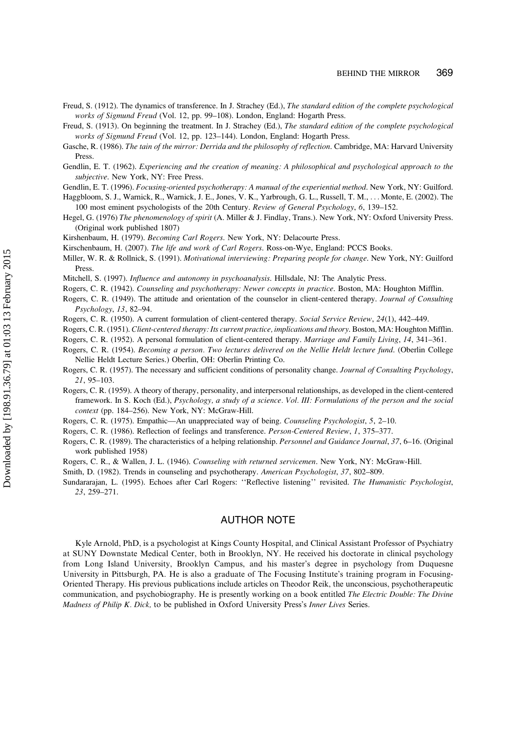Freud, S. (1912). The dynamics of transference. In J. Strachey (Ed.), *The standard edition of the complete psychological works of Sigmund Freud* (Vol. 12, pp. 99–108). London, England: Hogarth Press.

Freud, S. (1913). On beginning the treatment. In J. Strachey (Ed.), *The standard edition of the complete psychological works of Sigmund Freud* (Vol. 12, pp. 123–144). London, England: Hogarth Press.

Gasche, R. (1986). *The tain of the mirror: Derrida and the philosophy of reflection*. Cambridge, MA: Harvard University Press.

Gendlin, E. T. (1962). *Experiencing and the creation of meaning: A philosophical and psychological approach to the subjective*. New York, NY: Free Press.

Gendlin, E. T. (1996). *Focusing-oriented psychotherapy: A manual of the experiential method*. New York, NY: Guilford.

Haggbloom, S. J., Warnick, R., Warnick, J. E., Jones, V. K., Yarbrough, G. L., Russell, T. M., . . . Monte, E. (2002). The 100 most eminent psychologists of the 20th Century. *Review of General Psychology*, *6*, 139–152.

Hegel, G. (1976) *The phenomenology of spirit* (A. Miller & J. Findlay, Trans.). New York, NY: Oxford University Press. (Original work published 1807)

Kirshenbaum, H. (1979). *Becoming Carl Rogers*. New York, NY: Delacourte Press.

Kirschenbaum, H. (2007). *The life and work of Carl Rogers*. Ross-on-Wye, England: PCCS Books.

Miller, W. R. & Rollnick, S. (1991). *Motivational interviewing: Preparing people for change*. New York, NY: Guilford Press.

Mitchell, S. (1997). *Influence and autonomy in psychoanalysis*. Hillsdale, NJ: The Analytic Press.

Rogers, C. R. (1942). *Counseling and psychotherapy: Newer concepts in practice*. Boston, MA: Houghton Mifflin.

Rogers, C. R. (1949). The attitude and orientation of the counselor in client-centered therapy. *Journal of Consulting Psychology*, *13*, 82–94.

Rogers, C. R. (1950). A current formulation of client-centered therapy. *Social Service Review*, *24*(1), 442–449.

Rogers, C. R. (1951). *Client-centered therapy: Its current practice, implications and theory*. Boston, MA: Houghton Mifflin.

Rogers, C. R. (1952). A personal formulation of client-centered therapy. *Marriage and Family Living*, *14*, 341–361.

Rogers, C. R. (1954). *Becoming a person. Two lectures delivered on the Nellie Heldt lecture fund*. (Oberlin College Nellie Heldt Lecture Series.) Oberlin, OH: Oberlin Printing Co.

Rogers, C. R. (1957). The necessary and sufficient conditions of personality change. *Journal of Consulting Psychology*, *21*, 95–103.

Rogers, C. R. (1959). A theory of therapy, personality, and interpersonal relationships, as developed in the client-centered framework. In S. Koch (Ed.), *Psychology, a study of a science*. *Vol. III: Formulations of the person and the social context* (pp. 184–256). New York, NY: McGraw-Hill.

Rogers, C. R. (1975). Empathic—An unappreciated way of being. *Counseling Psychologist*, *5*, 2–10.

Rogers, C. R. (1986). Reflection of feelings and transference. *Person-Centered Review*, *1*, 375–377.

Rogers, C. R. (1989). The characteristics of a helping relationship. *Personnel and Guidance Journal*, *37*, 6–16. (Original work published 1958)

Rogers, C. R., & Wallen, J. L. (1946). *Counseling with returned servicemen*. New York, NY: McGraw-Hill.

Smith, D. (1982). Trends in counseling and psychotherapy. *American Psychologist*, *37*, 802–809.

Sundararajan, L. (1995). Echoes after Carl Rogers: ''Reflective listening'' revisited. *The Humanistic Psychologist*, *23*, 259–271.

## AUTHOR NOTE

Kyle Arnold, PhD, is a psychologist at Kings County Hospital, and Clinical Assistant Professor of Psychiatry at SUNY Downstate Medical Center, both in Brooklyn, NY. He received his doctorate in clinical psychology from Long Island University, Brooklyn Campus, and his master's degree in psychology from Duquesne University in Pittsburgh, PA. He is also a graduate of The Focusing Institute's training program in Focusing-Oriented Therapy. His previous publications include articles on Theodor Reik, the unconscious, psychotherapeutic communication, and psychobiography. He is presently working on a book entitled *The Electric Double: The Divine Madness of Philip K. Dick,* to be published in Oxford University Press's *Inner Lives* Series.